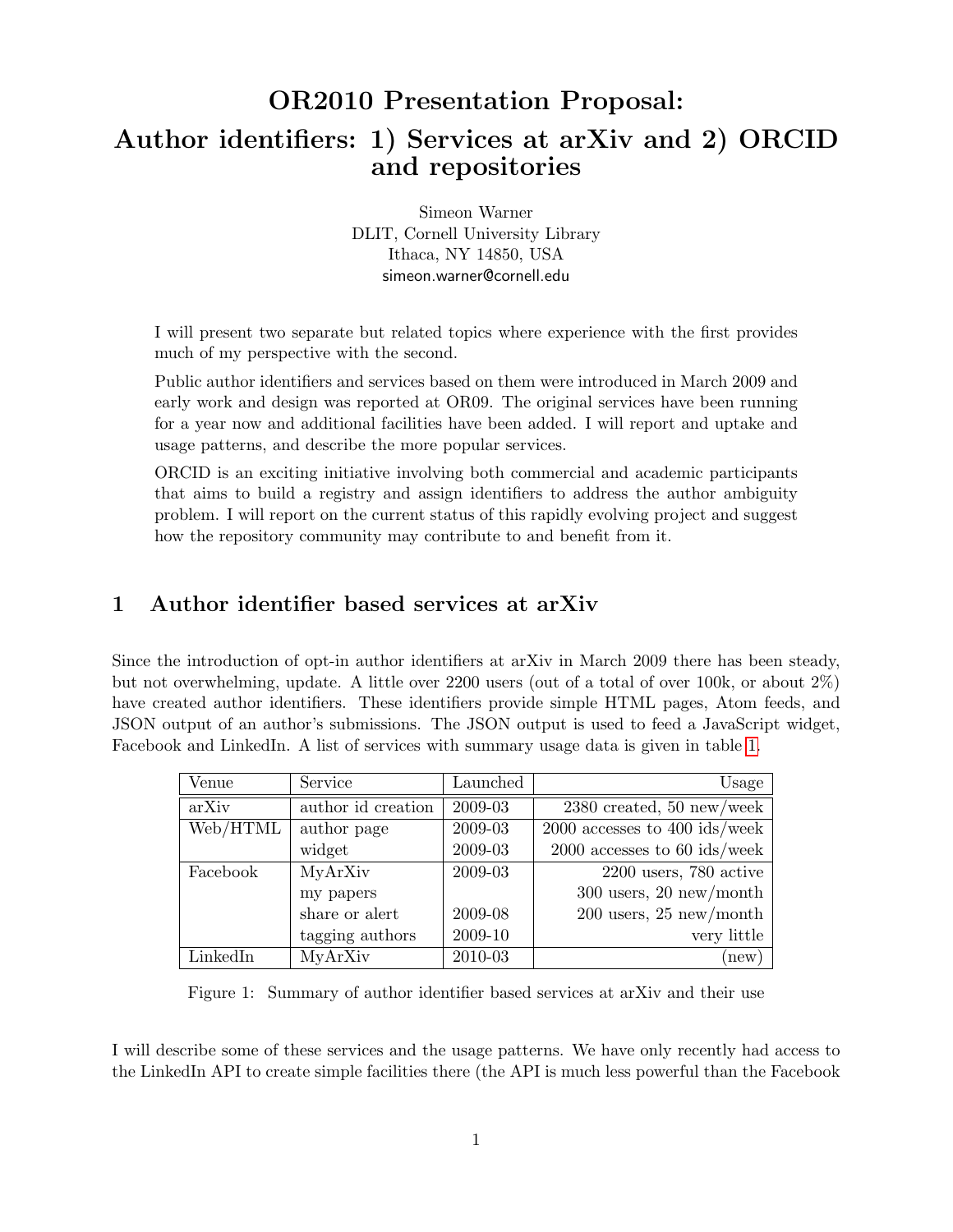# OR2010 Presentation Proposal: Author identifiers: 1) Services at arXiv and 2) ORCID and repositories

Simeon Warner
DLIT, Cornell University Library
Ithaca, NY 14850, USA
simeon.warner@cornell.edu

I will present two separate but related topics where experience with the first provides much of my perspective with the second.

Public author identifiers and services based on them were introduced in March 2009 and early work and design was reported at OR09. The original services have been running for a year now and additional facilities have been added. I will report and uptake and usage patterns, and describe the more popular services.

ORCID is an exciting initiative involving both commercial and academic participants that aims to build a registry and assign identifiers to address the author ambiguity problem. I will report on the current status of this rapidly evolving project and suggest how the repository community may contribute to and benefit from it.

## 1 Author identifier based services at arXiv

Since the introduction of opt-in author identifiers at arXiv in March 2009 there has been steady, but not overwhelming, update. A little over 2200 users (out of a total of over 100k, or about 2%) have created author identifiers. These identifiers provide simple HTML pages, Atom feeds, and JSON output of an author's submissions. The JSON output is used to feed a JavaScript widget, Facebook and LinkedIn. A list of services with summary usage data is given in table 1.

| Venue | Service | Launched | Usage |
|---|---|---|---|
| arXiv | author id creation | 2009-03 | 2380 created, 50 new/week |
| Web/HTML | author page | 2009-03 | 2000 accesses to 400 ids/week |
| | widget | 2009-03 | 2000 accesses to 60 ids/week |
| Facebook | MyArXiv | 2009-03 | 2200 users, 780 active |
| | my papers | | 300 users, 20 new/month |
| | share or alert | 2009-08 | 200 users, 25 new/month |
| | tagging authors | 2009-10 | very little |
| LinkedIn | MyArXiv | 2010-03 | (new) |

Figure 1: Summary of author identifier based services at arXiv and their use

I will describe some of these services and the usage patterns. We have only recently had access to the LinkedIn API to create simple facilities there (the API is much less powerful than the Facebook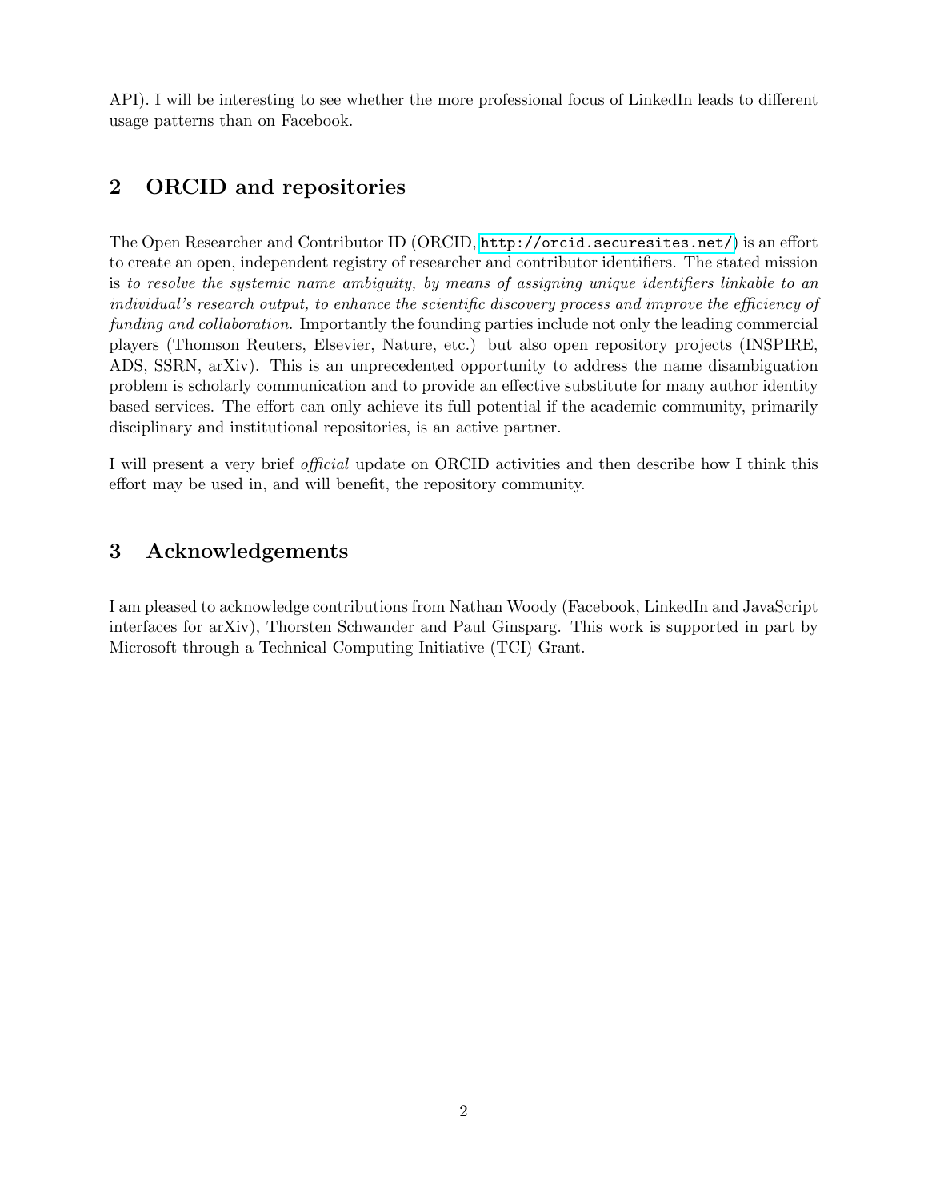API). I will be interesting to see whether the more professional focus of LinkedIn leads to different usage patterns than on Facebook.

## 2 ORCID and repositories

The Open Researcher and Contributor ID (ORCID, http://orcid.securesites.net/) is an effort to create an open, independent registry of researcher and contributor identifiers. The stated mission is *to resolve the systemic name ambiguity, by means of assigning unique identifiers linkable to an individual's research output, to enhance the scientific discovery process and improve the efficiency of funding and collaboration.* Importantly the founding parties include not only the leading commercial players (Thomson Reuters, Elsevier, Nature, etc.) but also open repository projects (INSPIRE, ADS, SSRN, arXiv). This is an unprecedented opportunity to address the name disambiguation problem is scholarly communication and to provide an effective substitute for many author identity based services. The effort can only achieve its full potential if the academic community, primarily disciplinary and institutional repositories, is an active partner.

I will present a very brief *official* update on ORCID activities and then describe how I think this effort may be used in, and will benefit, the repository community.

## 3 Acknowledgements

I am pleased to acknowledge contributions from Nathan Woody (Facebook, LinkedIn and JavaScript interfaces for arXiv), Thorsten Schwander and Paul Ginsparg. This work is supported in part by Microsoft through a Technical Computing Initiative (TCI) Grant.